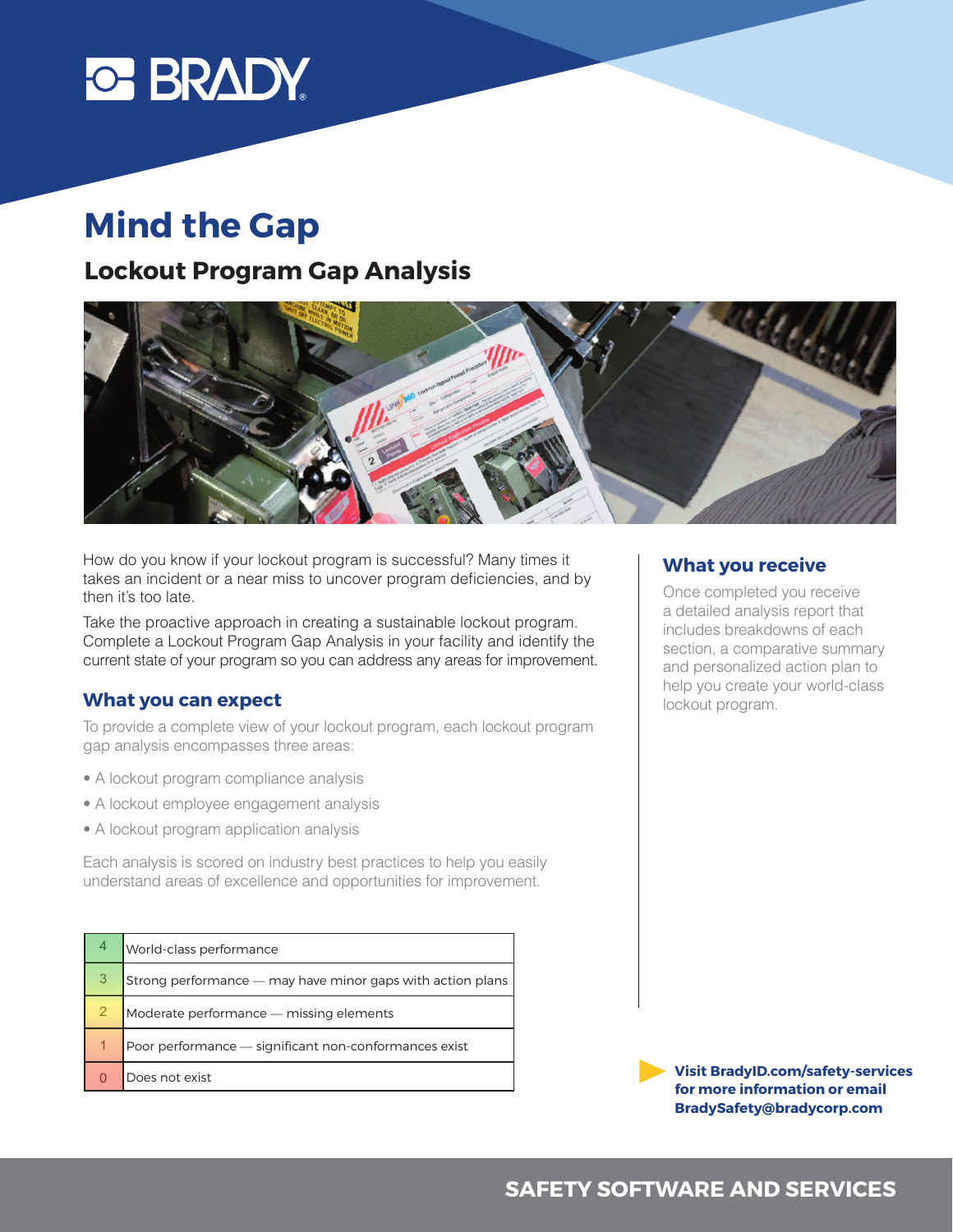# Mind the Gap

## Lockout Program Gap Analysis

How do you know if your lockout program is successful? Many times it takes an incident or a near miss to uncover program deficiencies, and by then it's too late.

Take the proactive approach in creating a sustainable lockout program. Complete a Lockout Program Gap Analysis in your facility and identify the current state of your program so you can address any areas for improvement.

### What you can expect

To provide a complete view of your lockout program, each lockout program gap analysis encompasses three areas:

- A lockout program compliance analysis
- A lockout employee engagement analysis
- A lockout program application analysis

Each analysis is scored on industry best practices to help you easily understand areas of excellence and opportunities for improvement.

| Score | Description |
|---|---|
| 4 | World-class performance |
| 3 | Strong performance — may have minor gaps with action plans |
| 2 | Moderate performance — missing elements |
| 1 | Poor performance — significant non-conformances exist |
| 0 | Does not exist |

### What you receive

Once completed you receive a detailed analysis report that includes breakdowns of each section, a comparative summary and personalized action plan to help you create your world-class lockout program.

**Visit BradyID.com/safety-services for more information or email BradySafety@bradycorp.com**

SAFETY SOFTWARE AND SERVICES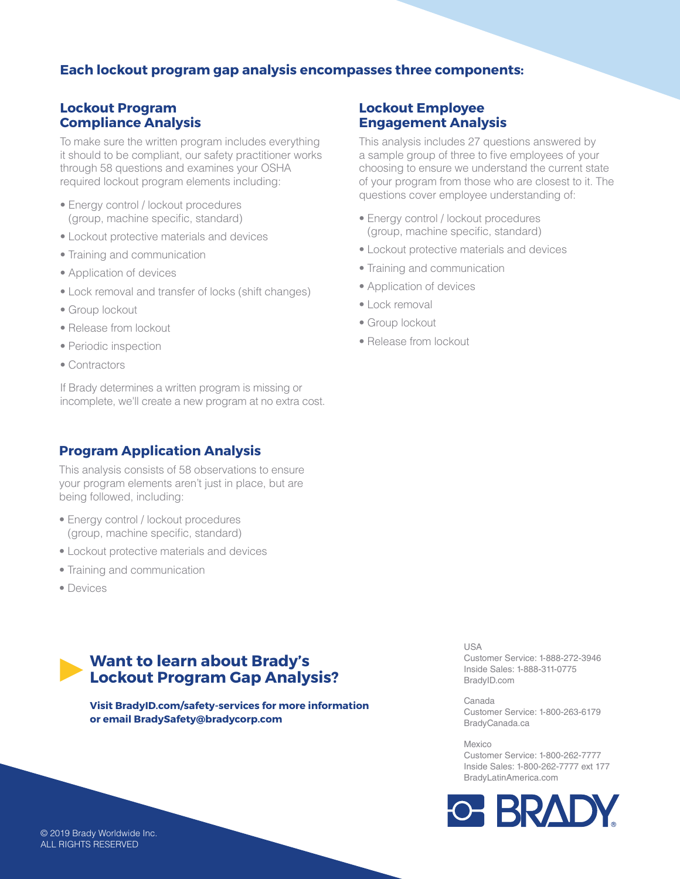## Each lockout program gap analysis encompasses three components:

### Lockout Program Compliance Analysis

To make sure the written program includes everything it should to be compliant, our safety practitioner works through 58 questions and examines your OSHA required lockout program elements including:

- Energy control / lockout procedures (group, machine specific, standard)
- Lockout protective materials and devices
- Training and communication
- Application of devices
- Lock removal and transfer of locks (shift changes)
- Group lockout
- Release from lockout
- Periodic inspection
- Contractors

If Brady determines a written program is missing or incomplete, we'll create a new program at no extra cost.

### Lockout Employee Engagement Analysis

This analysis includes 27 questions answered by a sample group of three to five employees of your choosing to ensure we understand the current state of your program from those who are closest to it. The questions cover employee understanding of:

- Energy control / lockout procedures (group, machine specific, standard)
- Lockout protective materials and devices
- Training and communication
- Application of devices
- Lock removal
- Group lockout
- Release from lockout

### Program Application Analysis

This analysis consists of 58 observations to ensure your program elements aren't just in place, but are being followed, including:

- Energy control / lockout procedures (group, machine specific, standard)
- Lockout protective materials and devices
- Training and communication
- Devices

### Want to learn about Brady's Lockout Program Gap Analysis?

**Visit BradyID.com/safety-services for more information or email BradySafety@bradycorp.com**

USA
Customer Service: 1-888-272-3946
Inside Sales: 1-888-311-0775
BradyID.com

Canada
Customer Service: 1-800-263-6179
BradyCanada.ca

Mexico
Customer Service: 1-800-262-7777
Inside Sales: 1-800-262-7777 ext 177
BradyLatinAmerica.com

BRADY®

© 2019 Brady Worldwide Inc.
ALL RIGHTS RESERVED